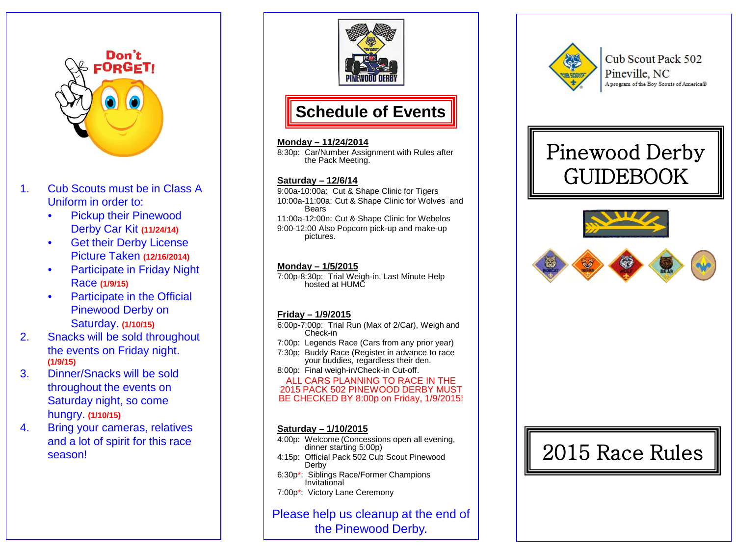Don't FORGET!

1. Cub Scouts must be in Class A Uniform in order to:
   - Pickup their Pinewood Derby Car Kit **(11/24/14)**
   - Get their Derby License Picture Taken **(12/16/2014)**
   - Participate in Friday Night Race **(1/9/15)**
   - Participate in the Official Pinewood Derby on Saturday. **(1/10/15)**
2. Snacks will be sold throughout the events on Friday night. **(1/9/15)**
3. Dinner/Snacks will be sold throughout the events on Saturday night, so come hungry. **(1/10/15)**
4. Bring your cameras, relatives and a lot of spirit for this race season!

PINEWOOD DERBY

# Schedule of Events

**Monday – 11/24/2014**

8:30p: Car/Number Assignment with Rules after the Pack Meeting.

**Saturday – 12/6/14**

9:00a-10:00a: Cut & Shape Clinic for Tigers

10:00a-11:00a: Cut & Shape Clinic for Wolves and Bears

11:00a-12:00n: Cut & Shape Clinic for Webelos

9:00-12:00 Also Popcorn pick-up and make-up pictures.

**Monday – 1/5/2015**

7:00p-8:30p: Trial Weigh-in, Last Minute Help hosted at HUMC

**Friday – 1/9/2015**

6:00p-7:00p: Trial Run (Max of 2/Car), Weigh and Check-in

7:00p: Legends Race (Cars from any prior year)

7:30p: Buddy Race (Register in advance to race your buddies, regardless their den.

8:00p: Final weigh-in/Check-in Cut-off.

ALL CARS PLANNING TO RACE IN THE 2015 PACK 502 PINEWOOD DERBY MUST BE CHECKED BY 8:00p on Friday, 1/9/2015!

**Saturday – 1/10/2015**

4:00p: Welcome (Concessions open all evening, dinner starting 5:00p)

4:15p: Official Pack 502 Cub Scout Pinewood Derby

6:30p*: Siblings Race/Former Champions Invitational

7:00p*: Victory Lane Ceremony

Please help us cleanup at the end of the Pinewood Derby.

Cub Scout Pack 502
Pineville, NC
A program of the Boy Scouts of America®

# Pinewood Derby GUIDEBOOK

## 2015 Race Rules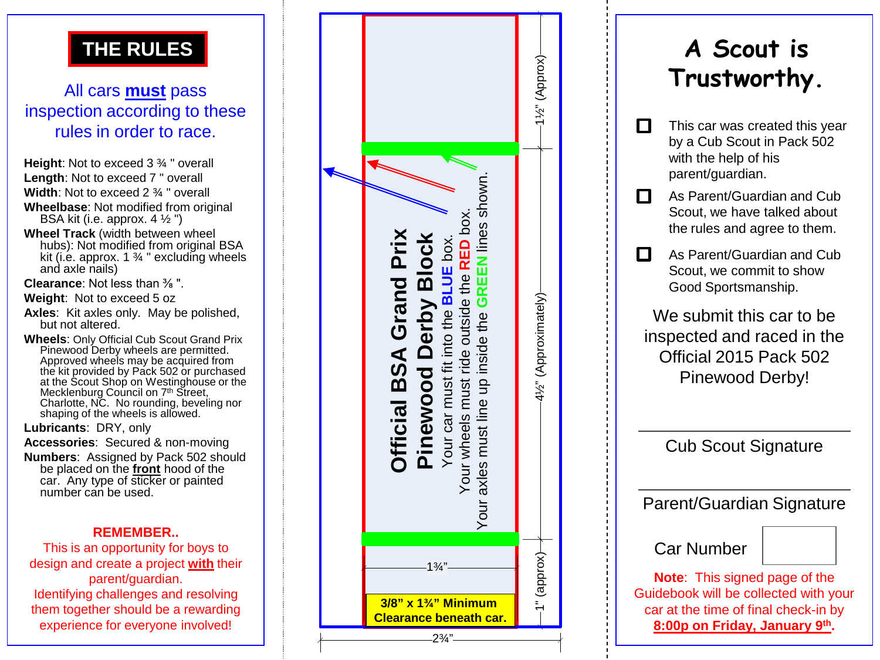# THE RULES

All cars **must** pass inspection according to these rules in order to race.

**Height**: Not to exceed 3 ¾ " overall
**Length**: Not to exceed 7 " overall
**Width**: Not to exceed 2 ¾ " overall
**Wheelbase**: Not modified from original BSA kit (i.e. approx. 4 ½ ")
**Wheel Track** (width between wheel hubs): Not modified from original BSA kit (i.e. approx. 1 ¾ " excluding wheels and axle nails)
**Clearance**: Not less than ⅜ ".
**Weight**: Not to exceed 5 oz
**Axles**: Kit axles only. May be polished, but not altered.
**Wheels**: Only Official Cub Scout Grand Prix Pinewood Derby wheels are permitted. Approved wheels may be acquired from the kit provided by Pack 502 or purchased at the Scout Shop on Westinghouse or the Mecklenburg Council on 7th Street, Charlotte, NC. No rounding, beveling nor shaping of the wheels is allowed.
**Lubricants**: DRY, only
**Accessories**: Secured & non-moving
**Numbers**: Assigned by Pack 502 should be placed on the **front** hood of the car. Any type of sticker or painted number can be used.

**REMEMBER..**
This is an opportunity for boys to design and create a project **with** their parent/guardian.
Identifying challenges and resolving them together should be a rewarding experience for everyone involved!

**Official BSA Grand Prix Pinewood Derby Block**

Your car must fit into the **BLUE** box.
Your wheels must ride outside the **RED** box.
Your axles must line up inside the **GREEN** lines shown.

1½" (Approx)
4½" (Approximately)
1" (approx)
1¾"
2¾"

**3/8" x 1¾" Minimum Clearance beneath car.**

# A Scout is Trustworthy.

☐ This car was created this year by a Cub Scout in Pack 502 with the help of his parent/guardian.

☐ As Parent/Guardian and Cub Scout, we have talked about the rules and agree to them.

☐ As Parent/Guardian and Cub Scout, we commit to show Good Sportsmanship.

We submit this car to be inspected and raced in the Official 2015 Pack 502 Pinewood Derby!

\_\_\_\_\_\_\_\_\_\_\_\_\_\_\_\_\_\_\_\_\_\_\_\_\_\_\_\_
Cub Scout Signature

\_\_\_\_\_\_\_\_\_\_\_\_\_\_\_\_\_\_\_\_\_\_\_\_\_\_\_\_
Parent/Guardian Signature

Car Number ☐

**Note**: This signed page of the Guidebook will be collected with your car at the time of final check-in by **8:00p on Friday, January 9th.**